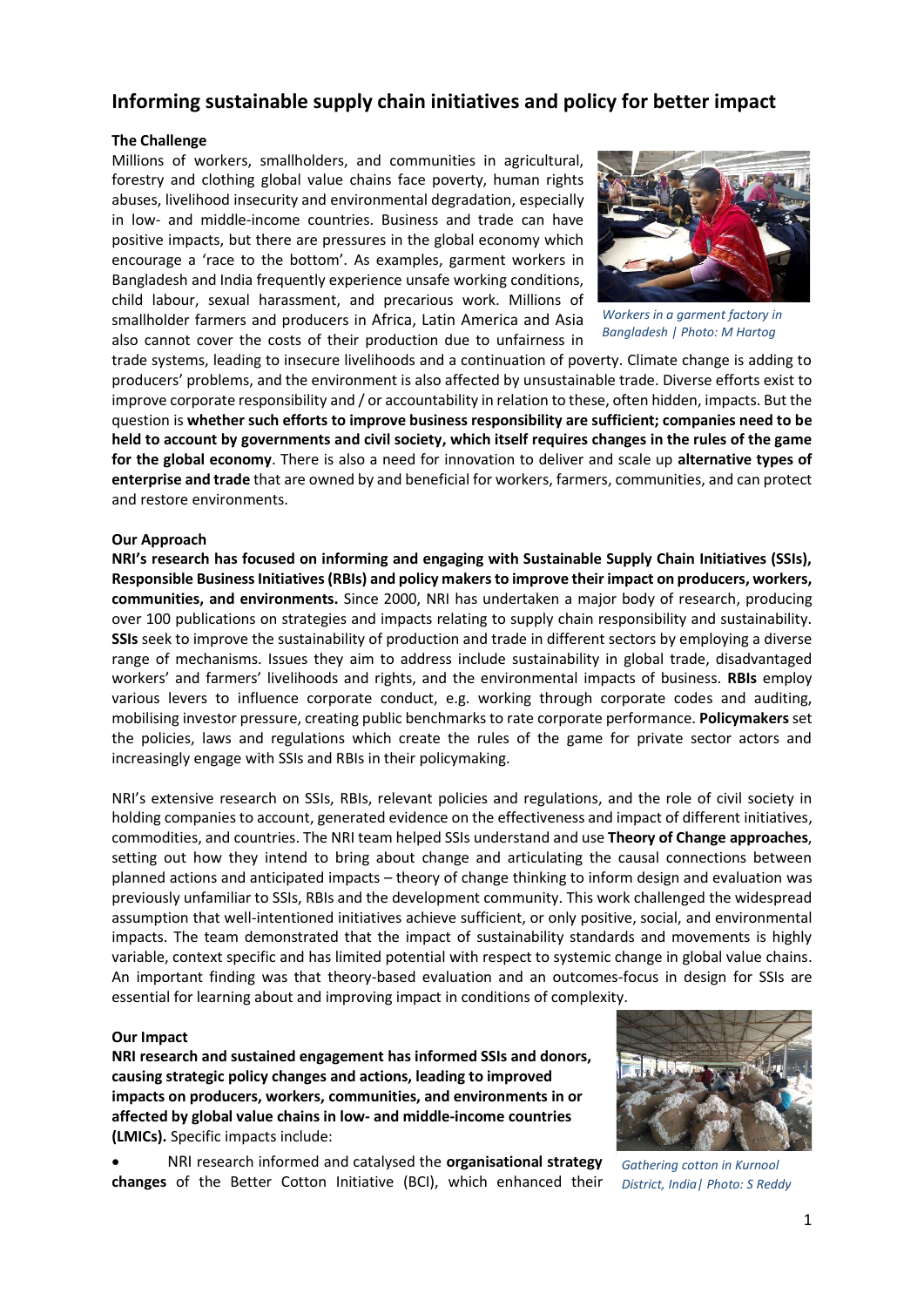# Informing sustainable supply chain initiatives and policy for better impact

**The Challenge**

Millions of workers, smallholders, and communities in agricultural, forestry and clothing global value chains face poverty, human rights abuses, livelihood insecurity and environmental degradation, especially in low- and middle-income countries. Business and trade can have positive impacts, but there are pressures in the global economy which encourage a 'race to the bottom'. As examples, garment workers in Bangladesh and India frequently experience unsafe working conditions, child labour, sexual harassment, and precarious work. Millions of smallholder farmers and producers in Africa, Latin America and Asia also cannot cover the costs of their production due to unfairness in trade systems, leading to insecure livelihoods and a continuation of poverty. Climate change is adding to producers' problems, and the environment is also affected by unsustainable trade. Diverse efforts exist to improve corporate responsibility and / or accountability in relation to these, often hidden, impacts. But the question is **whether such efforts to improve business responsibility are sufficient; companies need to be held to account by governments and civil society, which itself requires changes in the rules of the game for the global economy**. There is also a need for innovation to deliver and scale up **alternative types of enterprise and trade** that are owned by and beneficial for workers, farmers, communities, and can protect and restore environments.

*Workers in a garment factory in Bangladesh | Photo: M Hartog*

**Our Approach**

**NRI's research has focused on informing and engaging with Sustainable Supply Chain Initiatives (SSIs), Responsible Business Initiatives (RBIs) and policy makers to improve their impact on producers, workers, communities, and environments.** Since 2000, NRI has undertaken a major body of research, producing over 100 publications on strategies and impacts relating to supply chain responsibility and sustainability. **SSIs** seek to improve the sustainability of production and trade in different sectors by employing a diverse range of mechanisms. Issues they aim to address include sustainability in global trade, disadvantaged workers' and farmers' livelihoods and rights, and the environmental impacts of business. **RBIs** employ various levers to influence corporate conduct, e.g. working through corporate codes and auditing, mobilising investor pressure, creating public benchmarks to rate corporate performance. **Policymakers** set the policies, laws and regulations which create the rules of the game for private sector actors and increasingly engage with SSIs and RBIs in their policymaking.

NRI's extensive research on SSIs, RBIs, relevant policies and regulations, and the role of civil society in holding companies to account, generated evidence on the effectiveness and impact of different initiatives, commodities, and countries. The NRI team helped SSIs understand and use **Theory of Change approaches**, setting out how they intend to bring about change and articulating the causal connections between planned actions and anticipated impacts – theory of change thinking to inform design and evaluation was previously unfamiliar to SSIs, RBIs and the development community. This work challenged the widespread assumption that well-intentioned initiatives achieve sufficient, or only positive, social, and environmental impacts. The team demonstrated that the impact of sustainability standards and movements is highly variable, context specific and has limited potential with respect to systemic change in global value chains. An important finding was that theory-based evaluation and an outcomes-focus in design for SSIs are essential for learning about and improving impact in conditions of complexity.

**Our Impact**

**NRI research and sustained engagement has informed SSIs and donors, causing strategic policy changes and actions, leading to improved impacts on producers, workers, communities, and environments in or affected by global value chains in low- and middle-income countries (LMICs).** Specific impacts include:

- NRI research informed and catalysed the **organisational strategy changes** of the Better Cotton Initiative (BCI), which enhanced their

*Gathering cotton in Kurnool District, India| Photo: S Reddy*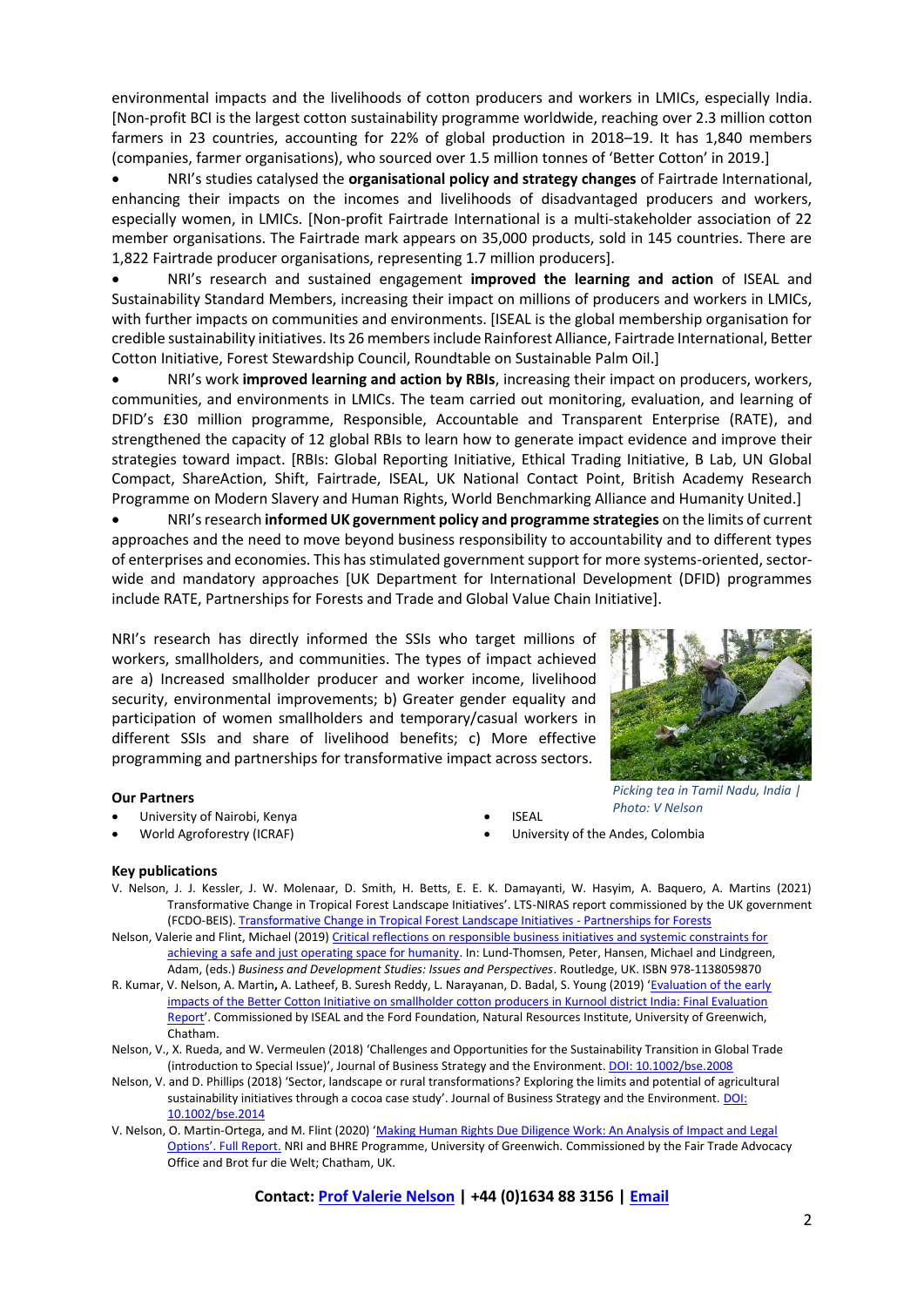environmental impacts and the livelihoods of cotton producers and workers in LMICs, especially India. [Non-profit BCI is the largest cotton sustainability programme worldwide, reaching over 2.3 million cotton farmers in 23 countries, accounting for 22% of global production in 2018–19. It has 1,840 members (companies, farmer organisations), who sourced over 1.5 million tonnes of 'Better Cotton' in 2019.]

- NRI's studies catalysed the **organisational policy and strategy changes** of Fairtrade International, enhancing their impacts on the incomes and livelihoods of disadvantaged producers and workers, especially women, in LMICs. [Non-profit Fairtrade International is a multi-stakeholder association of 22 member organisations. The Fairtrade mark appears on 35,000 products, sold in 145 countries. There are 1,822 Fairtrade producer organisations, representing 1.7 million producers].
- NRI's research and sustained engagement **improved the learning and action** of ISEAL and Sustainability Standard Members, increasing their impact on millions of producers and workers in LMICs, with further impacts on communities and environments. [ISEAL is the global membership organisation for credible sustainability initiatives. Its 26 members include Rainforest Alliance, Fairtrade International, Better Cotton Initiative, Forest Stewardship Council, Roundtable on Sustainable Palm Oil.]
- NRI's work **improved learning and action by RBIs**, increasing their impact on producers, workers, communities, and environments in LMICs. The team carried out monitoring, evaluation, and learning of DFID's £30 million programme, Responsible, Accountable and Transparent Enterprise (RATE), and strengthened the capacity of 12 global RBIs to learn how to generate impact evidence and improve their strategies toward impact. [RBIs: Global Reporting Initiative, Ethical Trading Initiative, B Lab, UN Global Compact, ShareAction, Shift, Fairtrade, ISEAL, UK National Contact Point, British Academy Research Programme on Modern Slavery and Human Rights, World Benchmarking Alliance and Humanity United.]
- NRI's research **informed UK government policy and programme strategies** on the limits of current approaches and the need to move beyond business responsibility to accountability and to different types of enterprises and economies. This has stimulated government support for more systems-oriented, sector-wide and mandatory approaches [UK Department for International Development (DFID) programmes include RATE, Partnerships for Forests and Trade and Global Value Chain Initiative].

NRI's research has directly informed the SSIs who target millions of workers, smallholders, and communities. The types of impact achieved are a) Increased smallholder producer and worker income, livelihood security, environmental improvements; b) Greater gender equality and participation of women smallholders and temporary/casual workers in different SSIs and share of livelihood benefits; c) More effective programming and partnerships for transformative impact across sectors.

*Picking tea in Tamil Nadu, India | Photo: V Nelson*

**Our Partners**

- University of Nairobi, Kenya
- World Agroforestry (ICRAF)
- ISEAL
- University of the Andes, Colombia

**Key publications**

V. Nelson, J. J. Kessler, J. W. Molenaar, D. Smith, H. Betts, E. E. K. Damayanti, W. Hasyim, A. Baquero, A. Martins (2021) Transformative Change in Tropical Forest Landscape Initiatives'. LTS-NIRAS report commissioned by the UK government (FCDO-BEIS). [Transformative Change in Tropical Forest Landscape Initiatives - Partnerships for Forests]

Nelson, Valerie and Flint, Michael (2019) [Critical reflections on responsible business initiatives and systemic constraints for achieving a safe and just operating space for humanity]. In: Lund-Thomsen, Peter, Hansen, Michael and Lindgreen, Adam, (eds.) *Business and Development Studies: Issues and Perspectives*. Routledge, UK. ISBN 978-1138059870

R. Kumar, V. Nelson, A. Martin**,** A. Latheef, B. Suresh Reddy, L. Narayanan, D. Badal, S. Young (2019) '[Evaluation of the early impacts of the Better Cotton Initiative on smallholder cotton producers in Kurnool district India: Final Evaluation Report]'. Commissioned by ISEAL and the Ford Foundation, Natural Resources Institute, University of Greenwich, Chatham.

Nelson, V., X. Rueda, and W. Vermeulen (2018) 'Challenges and Opportunities for the Sustainability Transition in Global Trade (introduction to Special Issue)', Journal of Business Strategy and the Environment. [DOI: 10.1002/bse.2008]

Nelson, V. and D. Phillips (2018) 'Sector, landscape or rural transformations? Exploring the limits and potential of agricultural sustainability initiatives through a cocoa case study'. Journal of Business Strategy and the Environment. [DOI: 10.1002/bse.2014]

V. Nelson, O. Martin-Ortega, and M. Flint (2020) '[Making Human Rights Due Diligence Work: An Analysis of Impact and Legal Options'. Full Report.] NRI and BHRE Programme, University of Greenwich. Commissioned by the Fair Trade Advocacy Office and Brot fur die Welt; Chatham, UK.

**Contact: Prof Valerie Nelson | +44 (0)1634 88 3156 | Email**